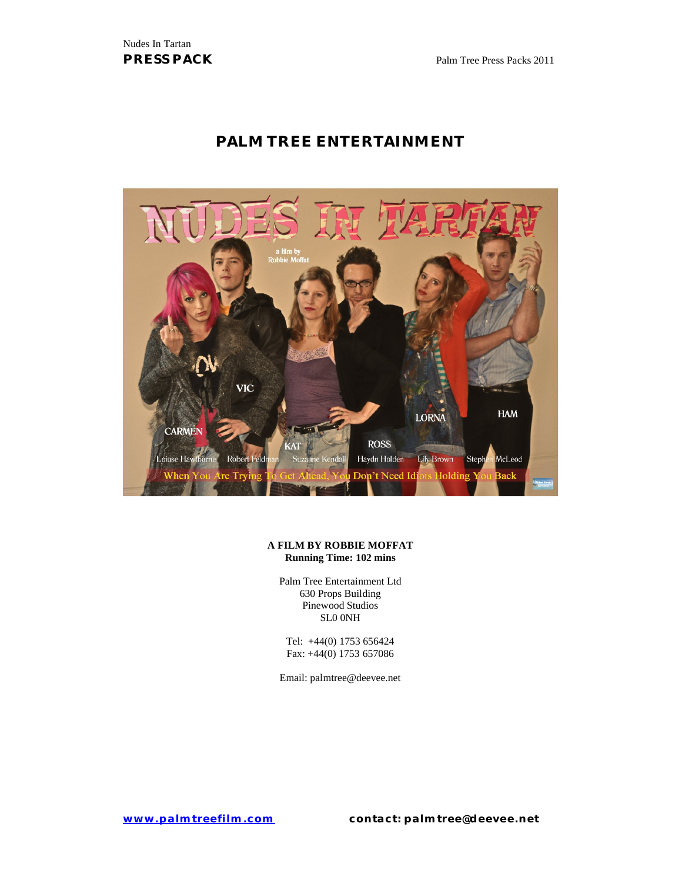# PALM TREE ENTERTAINMENT

**A FILM BY ROBBIE MOFFAT**
**Running Time: 102 mins**

Palm Tree Entertainment Ltd
630 Props Building
Pinewood Studios
SL0 0NH

Tel: +44(0) 1753 656424
Fax: +44(0) 1753 657086

Email: palmtree@deevee.net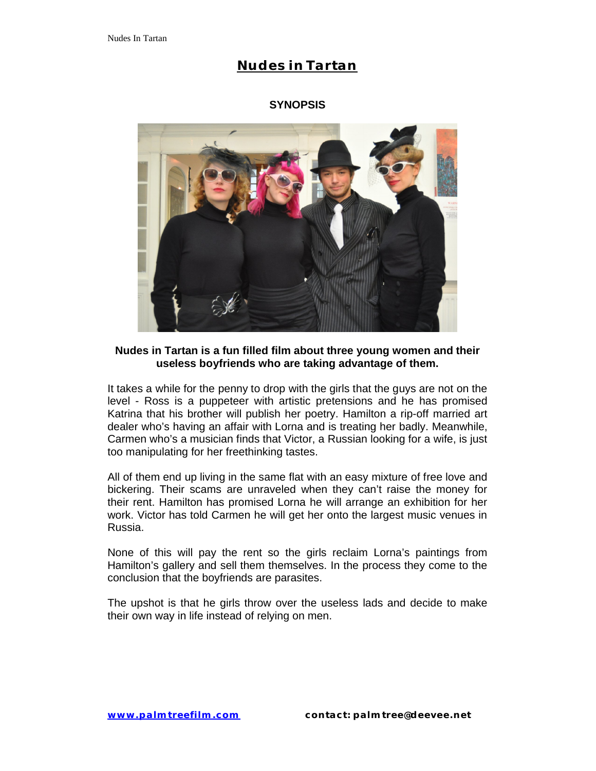# Nudes in Tartan

## SYNOPSIS

**Nudes in Tartan is a fun filled film about three young women and their useless boyfriends who are taking advantage of them.**

It takes a while for the penny to drop with the girls that the guys are not on the level - Ross is a puppeteer with artistic pretensions and he has promised Katrina that his brother will publish her poetry. Hamilton a rip-off married art dealer who's having an affair with Lorna and is treating her badly. Meanwhile, Carmen who's a musician finds that Victor, a Russian looking for a wife, is just too manipulating for her freethinking tastes.

All of them end up living in the same flat with an easy mixture of free love and bickering. Their scams are unraveled when they can't raise the money for their rent. Hamilton has promised Lorna he will arrange an exhibition for her work. Victor has told Carmen he will get her onto the largest music venues in Russia.

None of this will pay the rent so the girls reclaim Lorna's paintings from Hamilton's gallery and sell them themselves. In the process they come to the conclusion that the boyfriends are parasites.

The upshot is that he girls throw over the useless lads and decide to make their own way in life instead of relying on men.

**www.palmtreefilm.com** **contact: palmtree@deevee.net**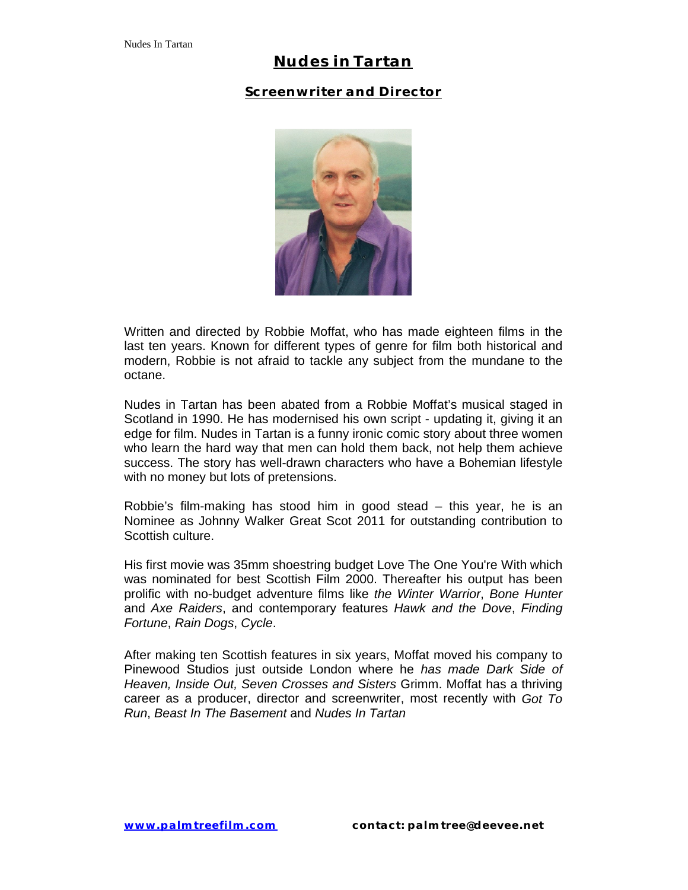# Nudes in Tartan

## Screenwriter and Director

Written and directed by Robbie Moffat, who has made eighteen films in the last ten years. Known for different types of genre for film both historical and modern, Robbie is not afraid to tackle any subject from the mundane to the octane.

Nudes in Tartan has been abated from a Robbie Moffat's musical staged in Scotland in 1990. He has modernised his own script - updating it, giving it an edge for film. Nudes in Tartan is a funny ironic comic story about three women who learn the hard way that men can hold them back, not help them achieve success. The story has well-drawn characters who have a Bohemian lifestyle with no money but lots of pretensions.

Robbie's film-making has stood him in good stead – this year, he is an Nominee as Johnny Walker Great Scot 2011 for outstanding contribution to Scottish culture.

His first movie was 35mm shoestring budget Love The One You're With which was nominated for best Scottish Film 2000. Thereafter his output has been prolific with no-budget adventure films like *the Winter Warrior*, *Bone Hunter* and *Axe Raiders*, and contemporary features *Hawk and the Dove*, *Finding Fortune*, *Rain Dogs*, *Cycle*.

After making ten Scottish features in six years, Moffat moved his company to Pinewood Studios just outside London where he *has made Dark Side of Heaven, Inside Out, Seven Crosses and Sisters* Grimm. Moffat has a thriving career as a producer, director and screenwriter, most recently with *Got To Run*, *Beast In The Basement* and *Nudes In Tartan*

**www.palmtreefilm.com** **contact: palmtree@deevee.net**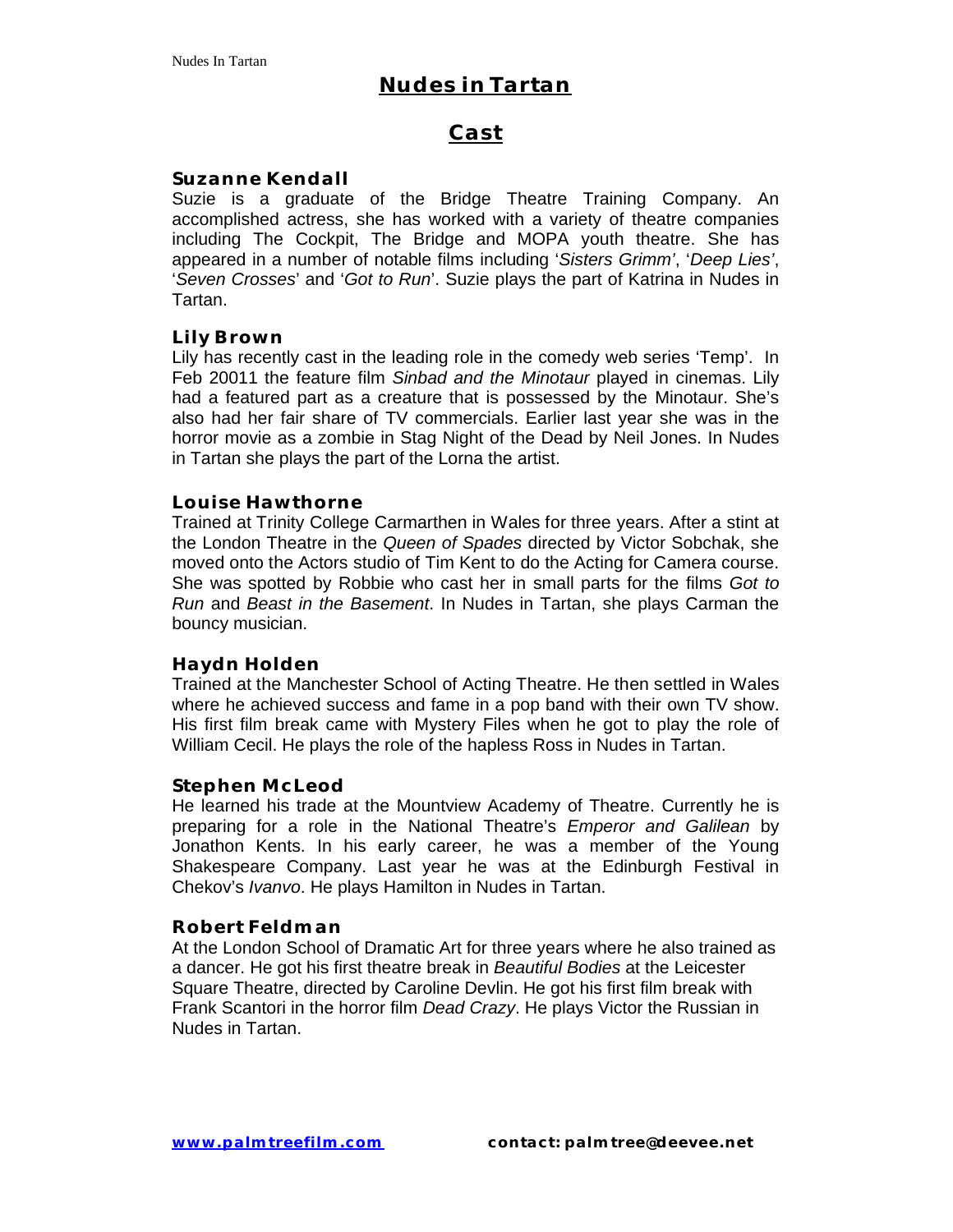# Nudes in Tartan

## Cast

### Suzanne Kendall

Suzie is a graduate of the Bridge Theatre Training Company. An accomplished actress, she has worked with a variety of theatre companies including The Cockpit, The Bridge and MOPA youth theatre. She has appeared in a number of notable films including '*Sisters Grimm*', '*Deep Lies*', '*Seven Crosses*' and '*Got to Run*'. Suzie plays the part of Katrina in Nudes in Tartan.

### Lily Brown

Lily has recently cast in the leading role in the comedy web series 'Temp'. In Feb 20011 the feature film *Sinbad and the Minotaur* played in cinemas. Lily had a featured part as a creature that is possessed by the Minotaur. She's also had her fair share of TV commercials. Earlier last year she was in the horror movie as a zombie in Stag Night of the Dead by Neil Jones. In Nudes in Tartan she plays the part of the Lorna the artist.

### Louise Hawthorne

Trained at Trinity College Carmarthen in Wales for three years. After a stint at the London Theatre in the *Queen of Spades* directed by Victor Sobchak, she moved onto the Actors studio of Tim Kent to do the Acting for Camera course. She was spotted by Robbie who cast her in small parts for the films *Got to Run* and *Beast in the Basement*. In Nudes in Tartan, she plays Carman the bouncy musician.

### Haydn Holden

Trained at the Manchester School of Acting Theatre. He then settled in Wales where he achieved success and fame in a pop band with their own TV show. His first film break came with Mystery Files when he got to play the role of William Cecil. He plays the role of the hapless Ross in Nudes in Tartan.

### Stephen McLeod

He learned his trade at the Mountview Academy of Theatre. Currently he is preparing for a role in the National Theatre's *Emperor and Galilean* by Jonathon Kents. In his early career, he was a member of the Young Shakespeare Company. Last year he was at the Edinburgh Festival in Chekov's *Ivanvo*. He plays Hamilton in Nudes in Tartan.

### Robert Feldman

At the London School of Dramatic Art for three years where he also trained as a dancer. He got his first theatre break in *Beautiful Bodies* at the Leicester Square Theatre, directed by Caroline Devlin. He got his first film break with Frank Scantori in the horror film *Dead Crazy*. He plays Victor the Russian in Nudes in Tartan.

[www.palmtreefilm.com](http://www.palmtreefilm.com) **contact: palmtree@deevee.net**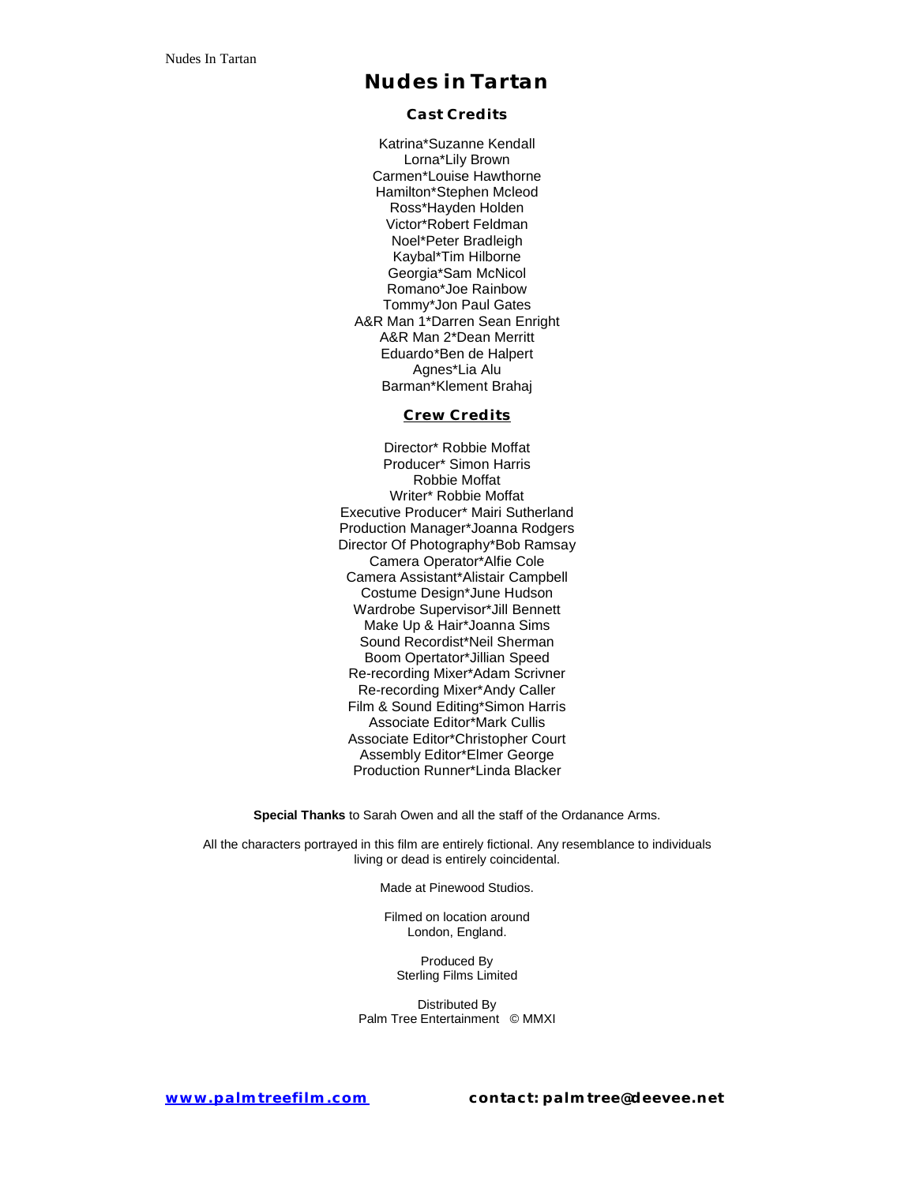# Nudes in Tartan

## Cast Credits

Katrina*Suzanne Kendall
Lorna*Lily Brown
Carmen*Louise Hawthorne
Hamilton*Stephen Mcleod
Ross*Hayden Holden
Victor*Robert Feldman
Noel*Peter Bradleigh
Kaybal*Tim Hilborne
Georgia*Sam McNicol
Romano*Joe Rainbow
Tommy*Jon Paul Gates
A&R Man 1*Darren Sean Enright
A&R Man 2*Dean Merritt
Eduardo*Ben de Halpert
Agnes*Lia Alu
Barman*Klement Brahaj

## Crew Credits

Director* Robbie Moffat
Producer* Simon Harris
Robbie Moffat
Writer* Robbie Moffat
Executive Producer* Mairi Sutherland
Production Manager*Joanna Rodgers
Director Of Photography*Bob Ramsay
Camera Operator*Alfie Cole
Camera Assistant*Alistair Campbell
Costume Design*June Hudson
Wardrobe Supervisor*Jill Bennett
Make Up & Hair*Joanna Sims
Sound Recordist*Neil Sherman
Boom Opertator*Jillian Speed
Re-recording Mixer*Adam Scrivner
Re-recording Mixer*Andy Caller
Film & Sound Editing*Simon Harris
Associate Editor*Mark Cullis
Associate Editor*Christopher Court
Assembly Editor*Elmer George
Production Runner*Linda Blacker

**Special Thanks** to Sarah Owen and all the staff of the Ordanance Arms.

All the characters portrayed in this film are entirely fictional. Any resemblance to individuals living or dead is entirely coincidental.

Made at Pinewood Studios.

Filmed on location around
London, England.

Produced By
Sterling Films Limited

Distributed By
Palm Tree Entertainment © MMXI

**www.palmtreefilm.com** **contact: palmtree@deevee.net**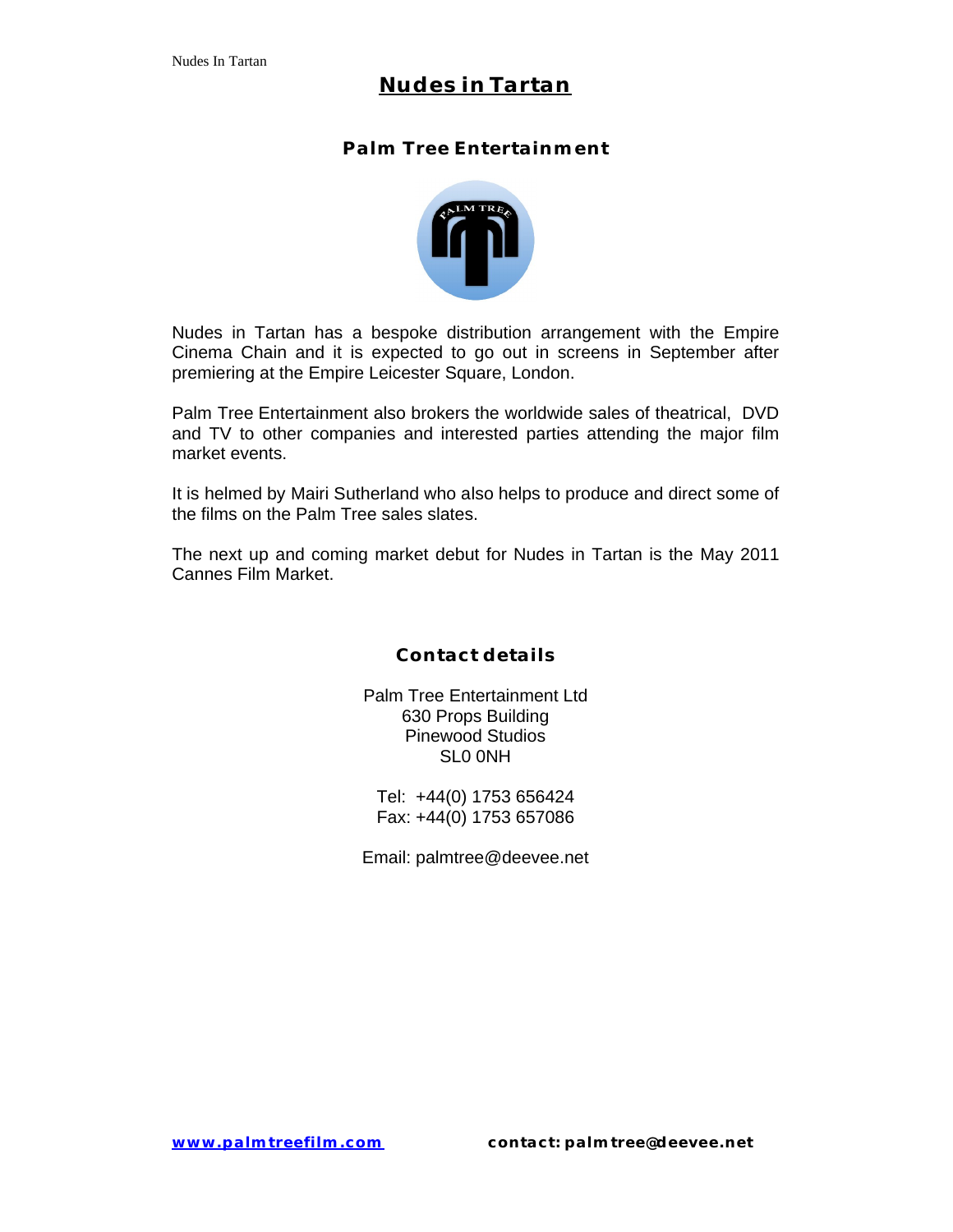# Nudes in Tartan

## Palm Tree Entertainment

Nudes in Tartan has a bespoke distribution arrangement with the Empire Cinema Chain and it is expected to go out in screens in September after premiering at the Empire Leicester Square, London.

Palm Tree Entertainment also brokers the worldwide sales of theatrical, DVD and TV to other companies and interested parties attending the major film market events.

It is helmed by Mairi Sutherland who also helps to produce and direct some of the films on the Palm Tree sales slates.

The next up and coming market debut for Nudes in Tartan is the May 2011 Cannes Film Market.

## Contact details

Palm Tree Entertainment Ltd
630 Props Building
Pinewood Studios
SL0 0NH

Tel: +44(0) 1753 656424
Fax: +44(0) 1753 657086

Email: palmtree@deevee.net